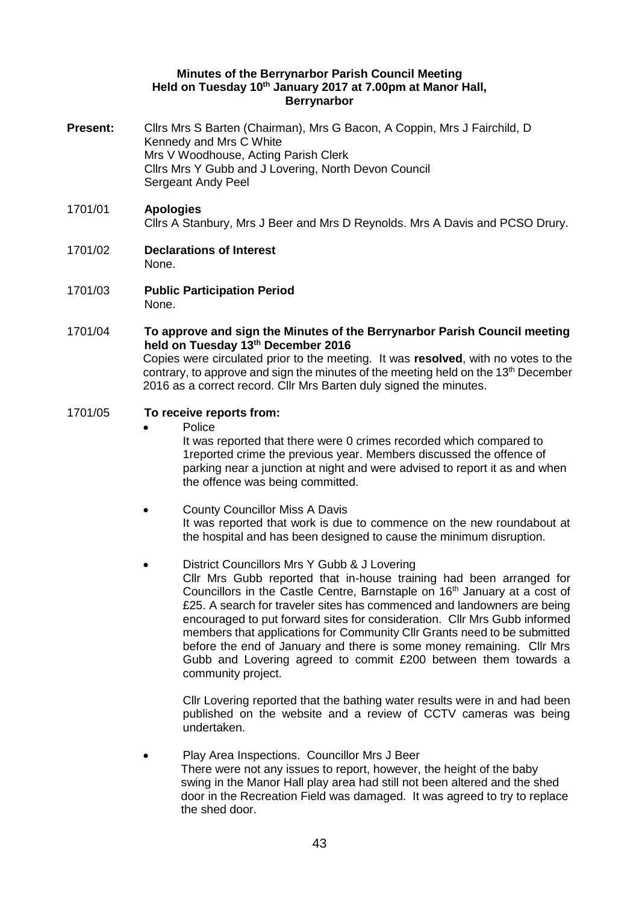**Minutes of the Berrynarbor Parish Council Meeting**
**Held on Tuesday 10th January 2017 at 7.00pm at Manor Hall, Berrynarbor**

**Present:** Cllrs Mrs S Barten (Chairman), Mrs G Bacon, A Coppin, Mrs J Fairchild, D Kennedy and Mrs C White
Mrs V Woodhouse, Acting Parish Clerk
Cllrs Mrs Y Gubb and J Lovering, North Devon Council
Sergeant Andy Peel

1701/01 **Apologies**
Cllrs A Stanbury, Mrs J Beer and Mrs D Reynolds. Mrs A Davis and PCSO Drury.

1701/02 **Declarations of Interest**
None.

1701/03 **Public Participation Period**
None.

1701/04 **To approve and sign the Minutes of the Berrynarbor Parish Council meeting held on Tuesday 13th December 2016**
Copies were circulated prior to the meeting. It was **resolved**, with no votes to the contrary, to approve and sign the minutes of the meeting held on the 13th December 2016 as a correct record. Cllr Mrs Barten duly signed the minutes.

1701/05 **To receive reports from:**

- Police
  It was reported that there were 0 crimes recorded which compared to 1reported crime the previous year. Members discussed the offence of parking near a junction at night and were advised to report it as and when the offence was being committed.

- County Councillor Miss A Davis
  It was reported that work is due to commence on the new roundabout at the hospital and has been designed to cause the minimum disruption.

- District Councillors Mrs Y Gubb & J Lovering
  Cllr Mrs Gubb reported that in-house training had been arranged for Councillors in the Castle Centre, Barnstaple on 16th January at a cost of £25. A search for traveler sites has commenced and landowners are being encouraged to put forward sites for consideration. Cllr Mrs Gubb informed members that applications for Community Cllr Grants need to be submitted before the end of January and there is some money remaining. Cllr Mrs Gubb and Lovering agreed to commit £200 between them towards a community project.

  Cllr Lovering reported that the bathing water results were in and had been published on the website and a review of CCTV cameras was being undertaken.

- Play Area Inspections. Councillor Mrs J Beer
  There were not any issues to report, however, the height of the baby swing in the Manor Hall play area had still not been altered and the shed door in the Recreation Field was damaged. It was agreed to try to replace the shed door.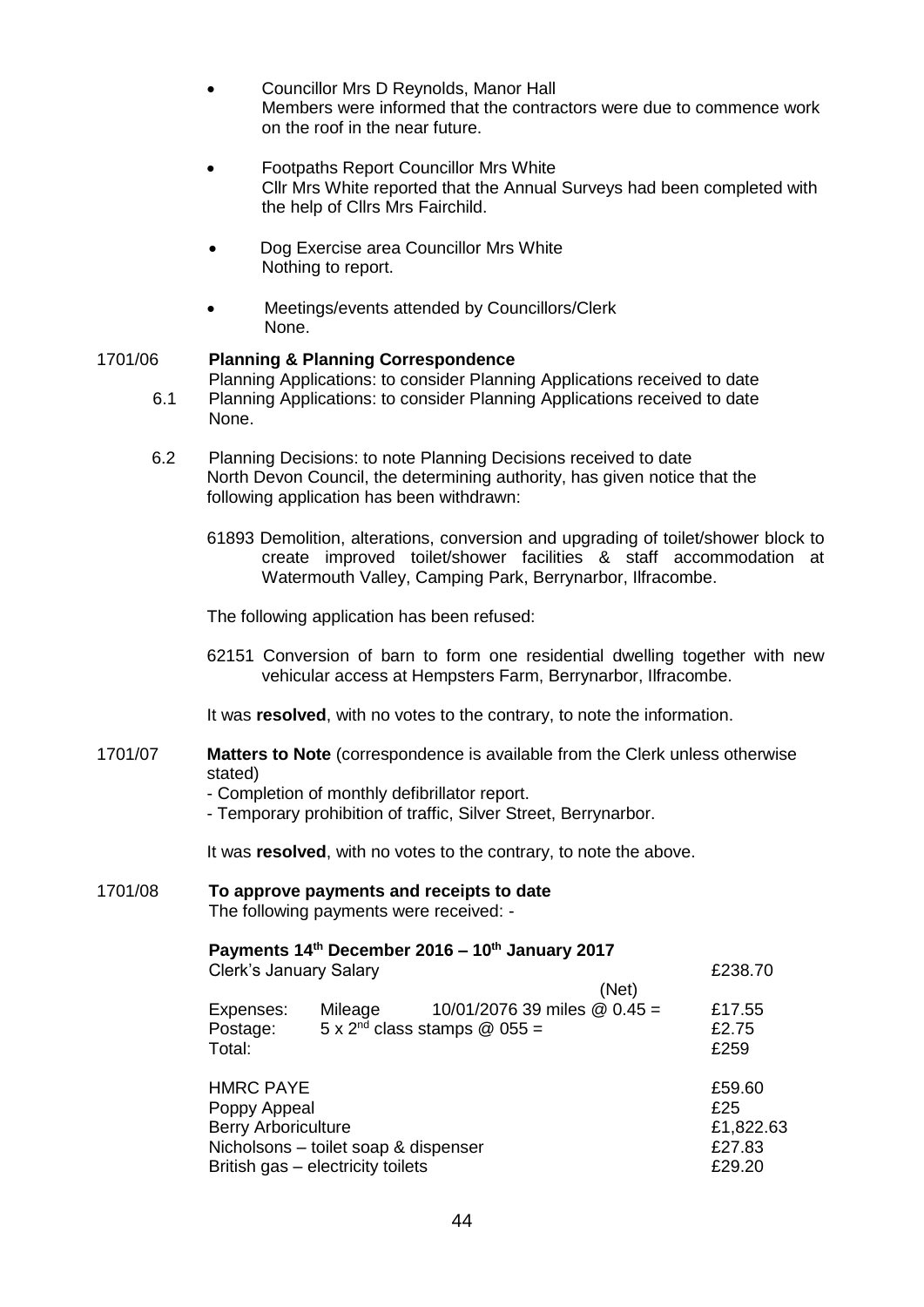- Councillor Mrs D Reynolds, Manor Hall
  Members were informed that the contractors were due to commence work on the roof in the near future.

- Footpaths Report Councillor Mrs White
  Cllr Mrs White reported that the Annual Surveys had been completed with the help of Cllrs Mrs Fairchild.

- Dog Exercise area Councillor Mrs White
  Nothing to report.

- Meetings/events attended by Councillors/Clerk
  None.

**1701/06 Planning & Planning Correspondence**

Planning Applications: to consider Planning Applications received to date

6.1 Planning Applications: to consider Planning Applications received to date
None.

6.2 Planning Decisions: to note Planning Decisions received to date
North Devon Council, the determining authority, has given notice that the following application has been withdrawn:

61893 Demolition, alterations, conversion and upgrading of toilet/shower block to create improved toilet/shower facilities & staff accommodation at Watermouth Valley, Camping Park, Berrynarbor, Ilfracombe.

The following application has been refused:

62151 Conversion of barn to form one residential dwelling together with new vehicular access at Hempsters Farm, Berrynarbor, Ilfracombe.

It was **resolved**, with no votes to the contrary, to note the information.

**1701/07 Matters to Note** (correspondence is available from the Clerk unless otherwise stated)

- Completion of monthly defibrillator report.
- Temporary prohibition of traffic, Silver Street, Berrynarbor.

It was **resolved**, with no votes to the contrary, to note the above.

**1701/08 To approve payments and receipts to date**

The following payments were received: -

**Payments 14th December 2016 – 10th January 2017**

| | | | |
|---|---|---|---|
| Clerk's January Salary | | (Net) | £238.70 |
| Expenses: | Mileage | 10/01/2076 39 miles @ 0.45 = | £17.55 |
| Postage: | 5 x 2nd class stamps @ 055 = | | £2.75 |
| Total: | | | £259 |
| | | | |
| HMRC PAYE | | | £59.60 |
| Poppy Appeal | | | £25 |
| Berry Arboriculture | | | £1,822.63 |
| Nicholsons – toilet soap & dispenser | | | £27.83 |
| British gas – electricity toilets | | | £29.20 |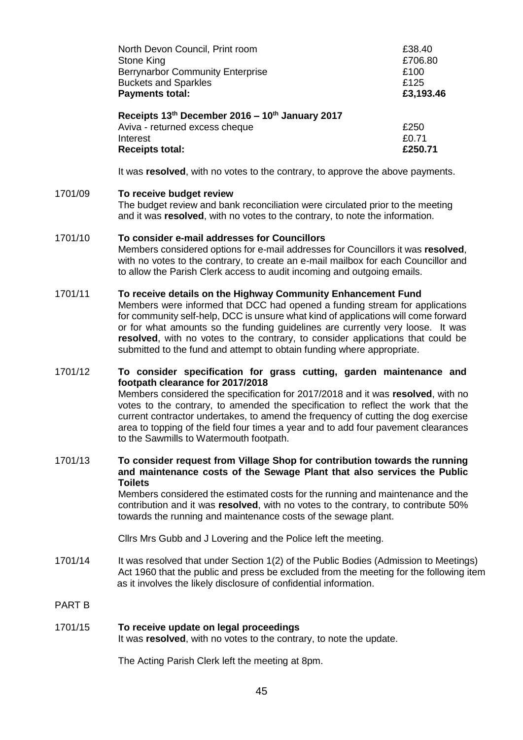| | |
|---|---|
| North Devon Council, Print room | £38.40 |
| Stone King | £706.80 |
| Berrynarbor Community Enterprise | £100 |
| Buckets and Sparkles | £125 |
| **Payments total:** | **£3,193.46** |

**Receipts 13th December 2016 – 10th January 2017**

| | |
|---|---|
| Aviva - returned excess cheque | £250 |
| Interest | £0.71 |
| **Receipts total:** | **£250.71** |

It was **resolved**, with no votes to the contrary, to approve the above payments.

1701/09 **To receive budget review**

The budget review and bank reconciliation were circulated prior to the meeting and it was **resolved**, with no votes to the contrary, to note the information.

1701/10 **To consider e-mail addresses for Councillors**

Members considered options for e-mail addresses for Councillors it was **resolved**, with no votes to the contrary, to create an e-mail mailbox for each Councillor and to allow the Parish Clerk access to audit incoming and outgoing emails.

1701/11 **To receive details on the Highway Community Enhancement Fund**

Members were informed that DCC had opened a funding stream for applications for community self-help, DCC is unsure what kind of applications will come forward or for what amounts so the funding guidelines are currently very loose. It was **resolved**, with no votes to the contrary, to consider applications that could be submitted to the fund and attempt to obtain funding where appropriate.

1701/12 **To consider specification for grass cutting, garden maintenance and footpath clearance for 2017/2018**

Members considered the specification for 2017/2018 and it was **resolved**, with no votes to the contrary, to amended the specification to reflect the work that the current contractor undertakes, to amend the frequency of cutting the dog exercise area to topping of the field four times a year and to add four pavement clearances to the Sawmills to Watermouth footpath.

1701/13 **To consider request from Village Shop for contribution towards the running and maintenance costs of the Sewage Plant that also services the Public Toilets**

Members considered the estimated costs for the running and maintenance and the contribution and it was **resolved**, with no votes to the contrary, to contribute 50% towards the running and maintenance costs of the sewage plant.

Cllrs Mrs Gubb and J Lovering and the Police left the meeting.

1701/14 It was resolved that under Section 1(2) of the Public Bodies (Admission to Meetings) Act 1960 that the public and press be excluded from the meeting for the following item as it involves the likely disclosure of confidential information.

PART B

1701/15 **To receive update on legal proceedings**

It was **resolved**, with no votes to the contrary, to note the update.

The Acting Parish Clerk left the meeting at 8pm.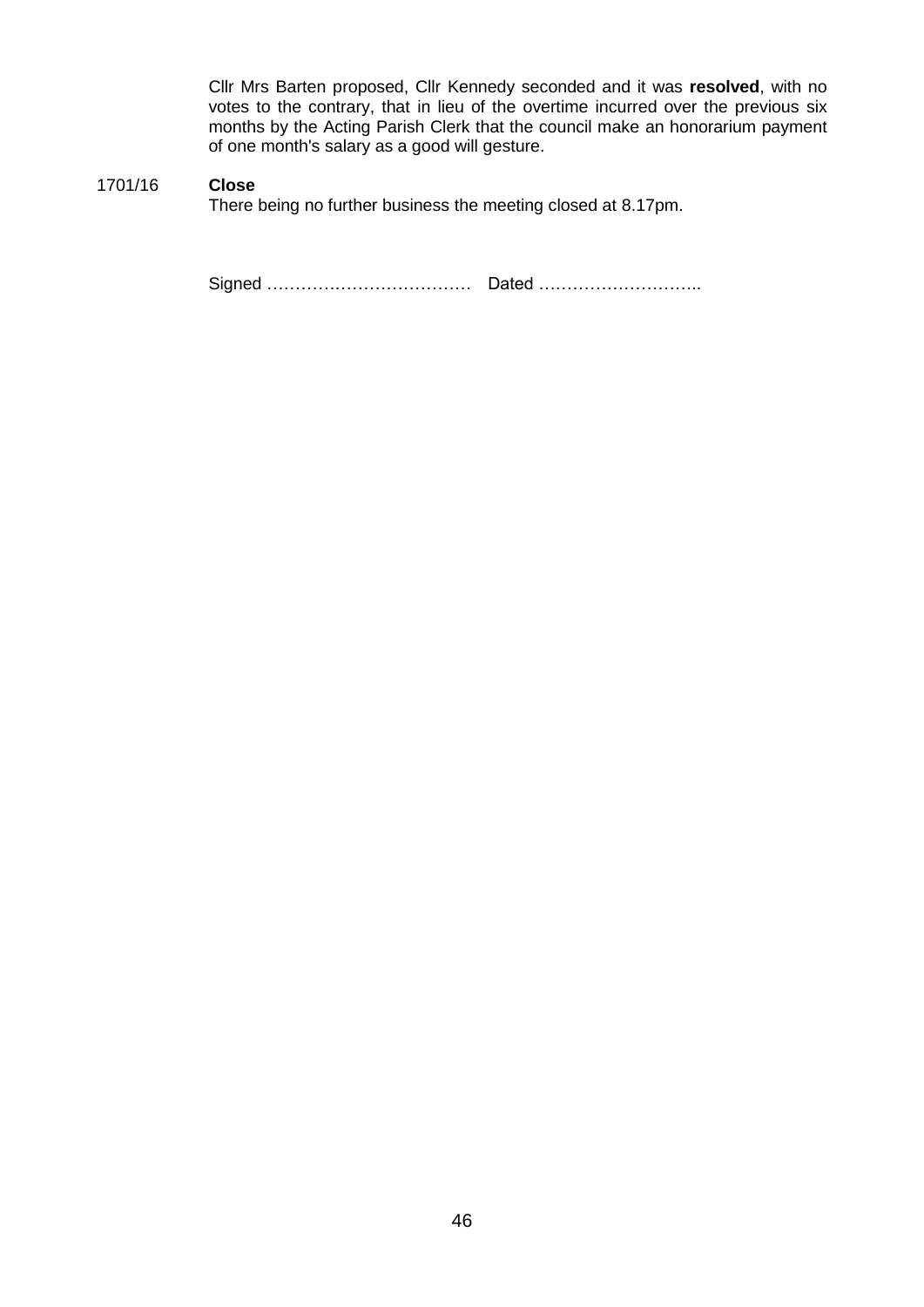Cllr Mrs Barten proposed, Cllr Kennedy seconded and it was **resolved**, with no votes to the contrary, that in lieu of the overtime incurred over the previous six months by the Acting Parish Clerk that the council make an honorarium payment of one month's salary as a good will gesture.

1701/16 **Close**

There being no further business the meeting closed at 8.17pm.

Signed ……………………………… Dated ………………………..